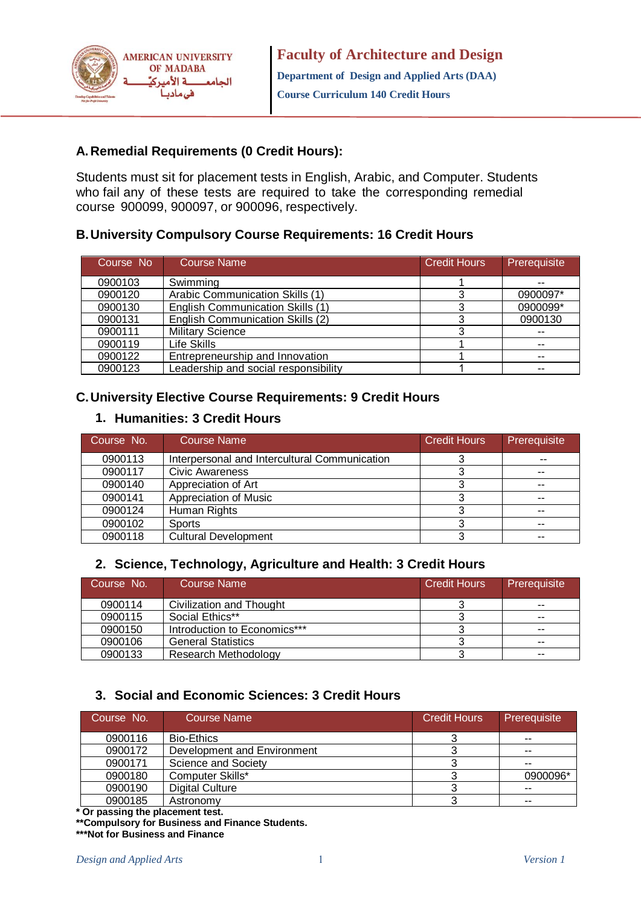# Faculty of Architecture and Design

**Department of Design and Applied Arts (DAA)**

**Course Curriculum 140 Credit Hours**

## A. Remedial Requirements (0 Credit Hours):

Students must sit for placement tests in English, Arabic, and Computer. Students who fail any of these tests are required to take the corresponding remedial course 900099, 900097, or 900096, respectively.

## B. University Compulsory Course Requirements: 16 Credit Hours

| Course No | Course Name | Credit Hours | Prerequisite |
|---|---|---|---|
| 0900103 | Swimming | 1 | -- |
| 0900120 | Arabic Communication Skills (1) | 3 | 0900097* |
| 0900130 | English Communication Skills (1) | 3 | 0900099* |
| 0900131 | English Communication Skills (2) | 3 | 0900130 |
| 0900111 | Military Science | 3 | -- |
| 0900119 | Life Skills | 1 | -- |
| 0900122 | Entrepreneurship and Innovation | 1 | -- |
| 0900123 | Leadership and social responsibility | 1 | -- |

## C. University Elective Course Requirements: 9 Credit Hours

### 1. Humanities: 3 Credit Hours

| Course No. | Course Name | Credit Hours | Prerequisite |
|---|---|---|---|
| 0900113 | Interpersonal and Intercultural Communication | 3 | -- |
| 0900117 | Civic Awareness | 3 | -- |
| 0900140 | Appreciation of Art | 3 | -- |
| 0900141 | Appreciation of Music | 3 | -- |
| 0900124 | Human Rights | 3 | -- |
| 0900102 | Sports | 3 | -- |
| 0900118 | Cultural Development | 3 | -- |

### 2. Science, Technology, Agriculture and Health: 3 Credit Hours

| Course No. | Course Name | Credit Hours | Prerequisite |
|---|---|---|---|
| 0900114 | Civilization and Thought | 3 | -- |
| 0900115 | Social Ethics** | 3 | -- |
| 0900150 | Introduction to Economics*** | 3 | -- |
| 0900106 | General Statistics | 3 | -- |
| 0900133 | Research Methodology | 3 | -- |

### 3. Social and Economic Sciences: 3 Credit Hours

| Course No. | Course Name | Credit Hours | Prerequisite |
|---|---|---|---|
| 0900116 | Bio-Ethics | 3 | -- |
| 0900172 | Development and Environment | 3 | -- |
| 0900171 | Science and Society | 3 | -- |
| 0900180 | Computer Skills* | 3 | 0900096* |
| 0900190 | Digital Culture | 3 | -- |
| 0900185 | Astronomy | 3 | -- |

**\* Or passing the placement test.**
**\*\*Compulsory for Business and Finance Students.**
**\*\*\*Not for Business and Finance**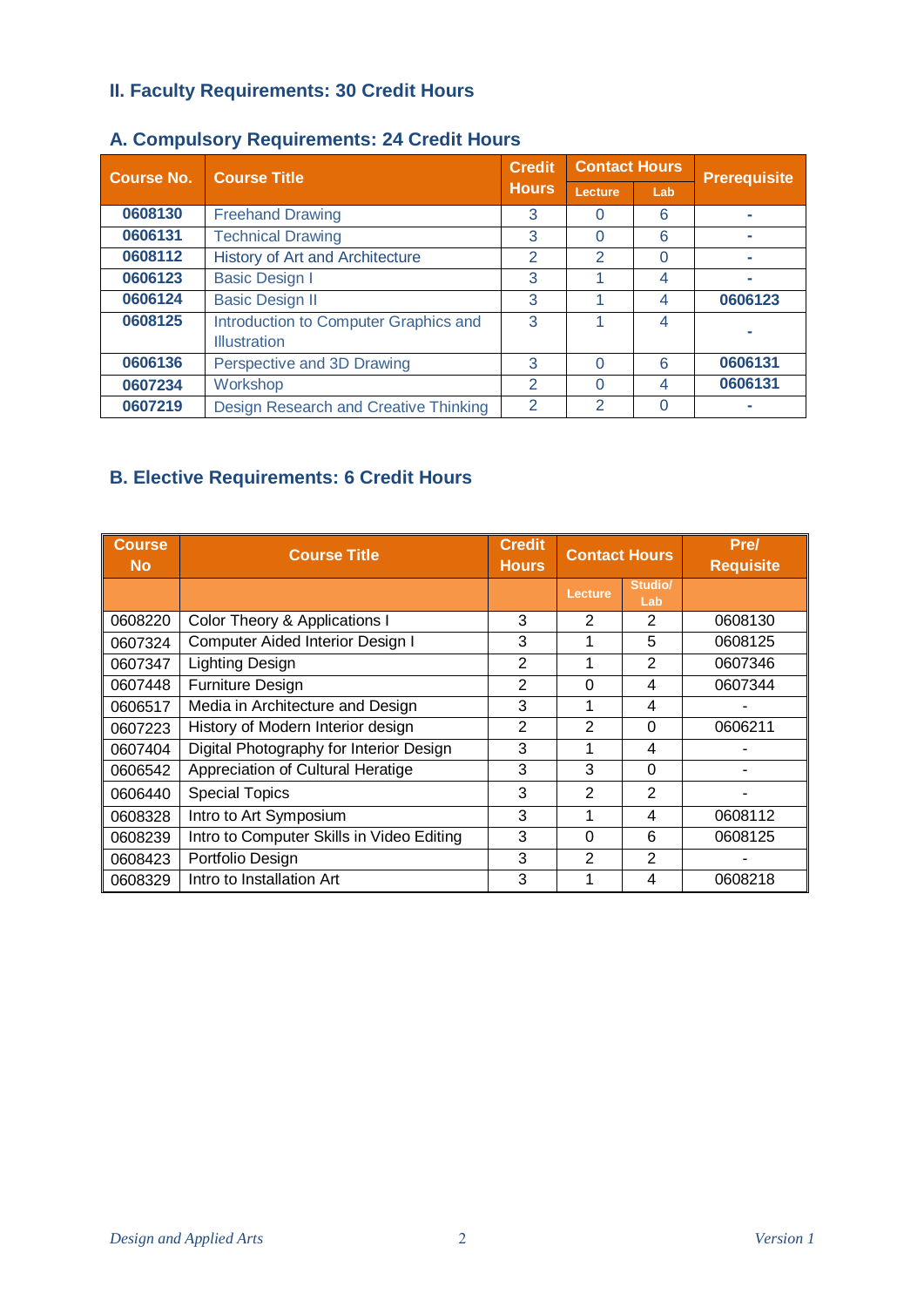## II. Faculty Requirements: 30 Credit Hours

### A. Compulsory Requirements: 24 Credit Hours

| Course No. | Course Title | Credit Hours | Contact Hours | | Prerequisite |
|---|---|---|---|---|---|
| | | | Lecture | Lab | |
| 0608130 | Freehand Drawing | 3 | 0 | 6 | - |
| 0606131 | Technical Drawing | 3 | 0 | 6 | - |
| 0608112 | History of Art and Architecture | 2 | 2 | 0 | - |
| 0606123 | Basic Design I | 3 | 1 | 4 | - |
| 0606124 | Basic Design II | 3 | 1 | 4 | 0606123 |
| 0608125 | Introduction to Computer Graphics and Illustration | 3 | 1 | 4 | - |
| 0606136 | Perspective and 3D Drawing | 3 | 0 | 6 | 0606131 |
| 0607234 | Workshop | 2 | 0 | 4 | 0606131 |
| 0607219 | Design Research and Creative Thinking | 2 | 2 | 0 | - |

### B. Elective Requirements: 6 Credit Hours

| Course No | Course Title | Credit Hours | Contact Hours | | Pre/ Requisite |
|---|---|---|---|---|---|
| | | | Lecture | Studio/ Lab | |
| 0608220 | Color Theory & Applications I | 3 | 2 | 2 | 0608130 |
| 0607324 | Computer Aided Interior Design I | 3 | 1 | 5 | 0608125 |
| 0607347 | Lighting Design | 2 | 1 | 2 | 0607346 |
| 0607448 | Furniture Design | 2 | 0 | 4 | 0607344 |
| 0606517 | Media in Architecture and Design | 3 | 1 | 4 | - |
| 0607223 | History of Modern Interior design | 2 | 2 | 0 | 0606211 |
| 0607404 | Digital Photography for Interior Design | 3 | 1 | 4 | - |
| 0606542 | Appreciation of Cultural Heratige | 3 | 3 | 0 | - |
| 0606440 | Special Topics | 3 | 2 | 2 | - |
| 0608328 | Intro to Art Symposium | 3 | 1 | 4 | 0608112 |
| 0608239 | Intro to Computer Skills in Video Editing | 3 | 0 | 6 | 0608125 |
| 0608423 | Portfolio Design | 3 | 2 | 2 | - |
| 0608329 | Intro to Installation Art | 3 | 1 | 4 | 0608218 |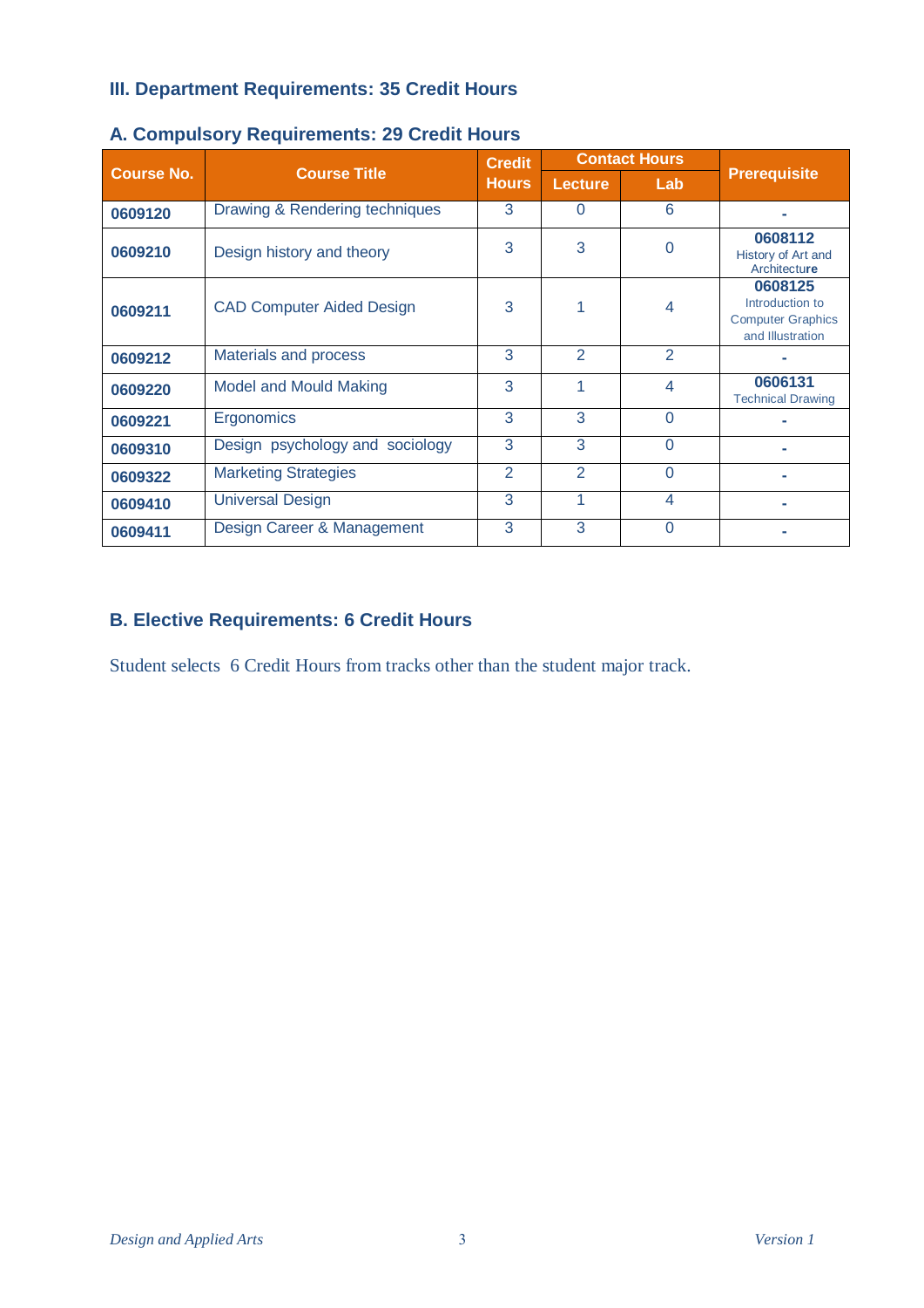## III. Department Requirements: 35 Credit Hours

### A. Compulsory Requirements: 29 Credit Hours

| Course No. | Course Title | Credit Hours | Contact Hours | | Prerequisite |
|---|---|---|---|---|---|
| | | | Lecture | Lab | |
| 0609120 | Drawing & Rendering techniques | 3 | 0 | 6 | - |
| 0609210 | Design history and theory | 3 | 3 | 0 | 0608112 History of Art and Architecture |
| 0609211 | CAD Computer Aided Design | 3 | 1 | 4 | 0608125 Introduction to Computer Graphics and Illustration |
| 0609212 | Materials and process | 3 | 2 | 2 | - |
| 0609220 | Model and Mould Making | 3 | 1 | 4 | 0606131 Technical Drawing |
| 0609221 | Ergonomics | 3 | 3 | 0 | - |
| 0609310 | Design psychology and sociology | 3 | 3 | 0 | - |
| 0609322 | Marketing Strategies | 2 | 2 | 0 | - |
| 0609410 | Universal Design | 3 | 1 | 4 | - |
| 0609411 | Design Career & Management | 3 | 3 | 0 | - |

### B. Elective Requirements: 6 Credit Hours

Student selects 6 Credit Hours from tracks other than the student major track.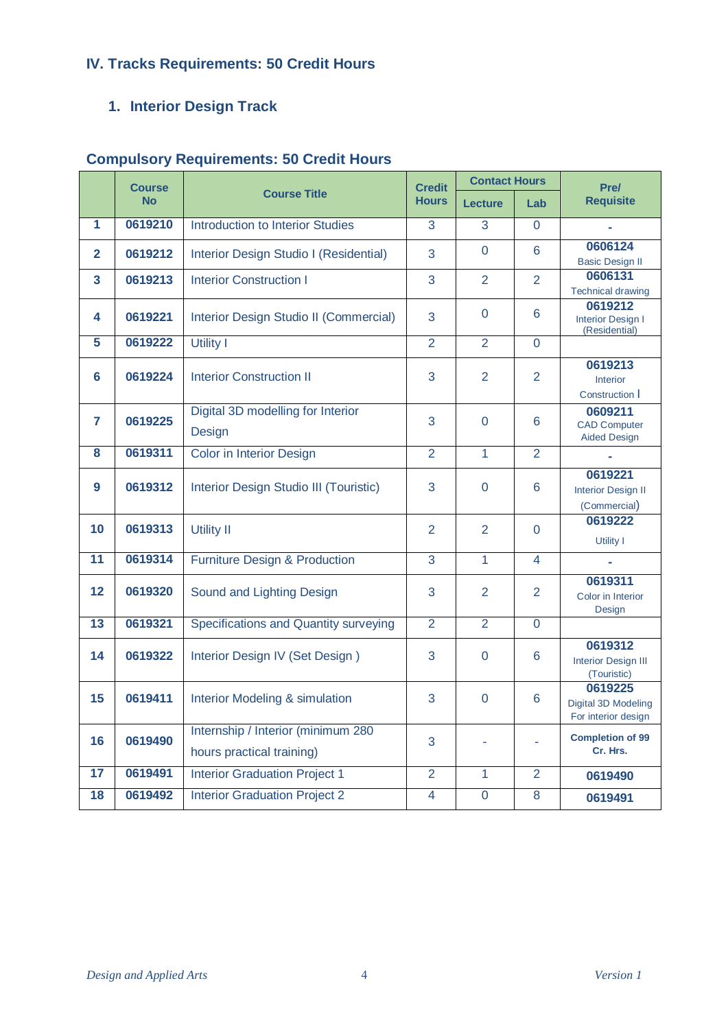## IV. Tracks Requirements: 50 Credit Hours

### 1. Interior Design Track

### Compulsory Requirements: 50 Credit Hours

| | Course No | Course Title | Credit Hours | Contact Hours | | Pre/ Requisite |
|---|---|---|---|---|---|---|
| | | | | Lecture | Lab | |
| 1 | 0619210 | Introduction to Interior Studies | 3 | 3 | 0 | - |
| 2 | 0619212 | Interior Design Studio I (Residential) | 3 | 0 | 6 | 0606124 Basic Design II |
| 3 | 0619213 | Interior Construction I | 3 | 2 | 2 | 0606131 Technical drawing |
| 4 | 0619221 | Interior Design Studio II (Commercial) | 3 | 0 | 6 | 0619212 Interior Design I (Residential) |
| 5 | 0619222 | Utility I | 2 | 2 | 0 | |
| 6 | 0619224 | Interior Construction II | 3 | 2 | 2 | 0619213 Interior Construction I |
| 7 | 0619225 | Digital 3D modelling for Interior Design | 3 | 0 | 6 | 0609211 CAD Computer Aided Design |
| 8 | 0619311 | Color in Interior Design | 2 | 1 | 2 | - |
| 9 | 0619312 | Interior Design Studio III (Touristic) | 3 | 0 | 6 | 0619221 Interior Design II (Commercial) |
| 10 | 0619313 | Utility II | 2 | 2 | 0 | 0619222 Utility I |
| 11 | 0619314 | Furniture Design & Production | 3 | 1 | 4 | - |
| 12 | 0619320 | Sound and Lighting Design | 3 | 2 | 2 | 0619311 Color in Interior Design |
| 13 | 0619321 | Specifications and Quantity surveying | 2 | 2 | 0 | |
| 14 | 0619322 | Interior Design IV (Set Design ) | 3 | 0 | 6 | 0619312 Interior Design III (Touristic) |
| 15 | 0619411 | Interior Modeling & simulation | 3 | 0 | 6 | 0619225 Digital 3D Modeling For interior design |
| 16 | 0619490 | Internship / Interior (minimum 280 hours practical training) | 3 | - | - | Completion of 99 Cr. Hrs. |
| 17 | 0619491 | Interior Graduation Project 1 | 2 | 1 | 2 | 0619490 |
| 18 | 0619492 | Interior Graduation Project 2 | 4 | 0 | 8 | 0619491 |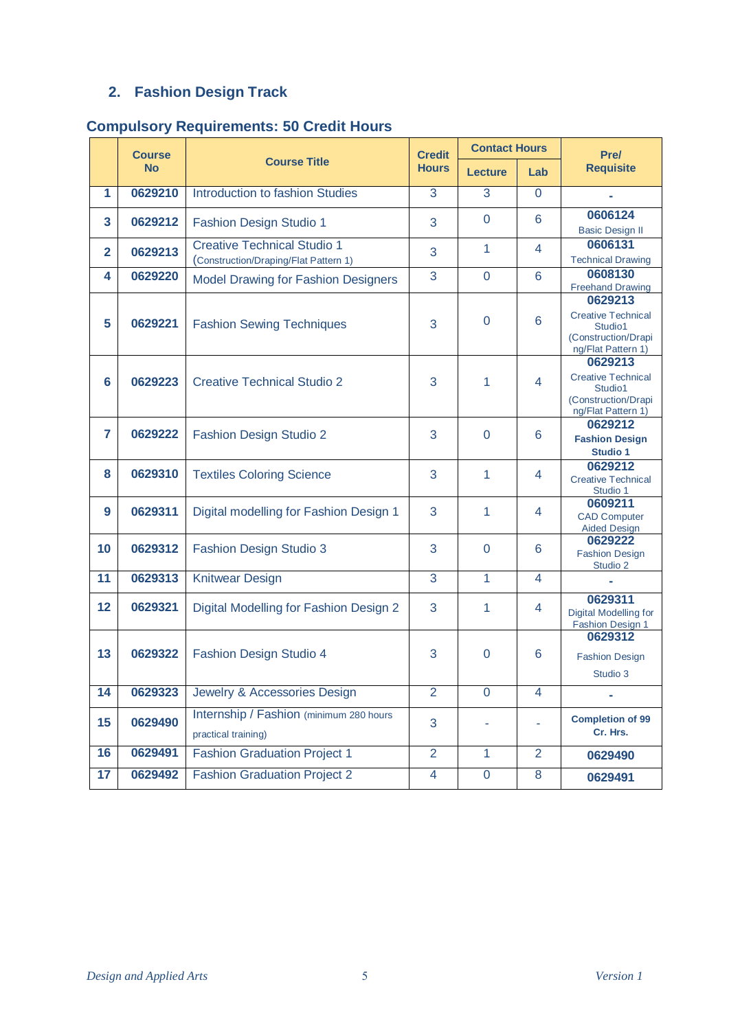## 2. Fashion Design Track

### Compulsory Requirements: 50 Credit Hours

| | Course No | Course Title | Credit Hours | Contact Hours | | Pre/ Requisite |
|---|---|---|---|---|---|---|
| | | | | Lecture | Lab | |
| 1 | 0629210 | Introduction to fashion Studies | 3 | 3 | 0 | - |
| 3 | 0629212 | Fashion Design Studio 1 | 3 | 0 | 6 | 0606124 Basic Design II |
| 2 | 0629213 | Creative Technical Studio 1 (Construction/Draping/Flat Pattern 1) | 3 | 1 | 4 | 0606131 Technical Drawing |
| 4 | 0629220 | Model Drawing for Fashion Designers | 3 | 0 | 6 | 0608130 Freehand Drawing |
| 5 | 0629221 | Fashion Sewing Techniques | 3 | 0 | 6 | 0629213 Creative Technical Studio1 (Construction/Draping/Flat Pattern 1) |
| 6 | 0629223 | Creative Technical Studio 2 | 3 | 1 | 4 | 0629213 Creative Technical Studio1 (Construction/Draping/Flat Pattern 1) |
| 7 | 0629222 | Fashion Design Studio 2 | 3 | 0 | 6 | 0629212 **Fashion Design Studio 1** |
| 8 | 0629310 | Textiles Coloring Science | 3 | 1 | 4 | 0629212 Creative Technical Studio 1 |
| 9 | 0629311 | Digital modelling for Fashion Design 1 | 3 | 1 | 4 | 0609211 CAD Computer Aided Design |
| 10 | 0629312 | Fashion Design Studio 3 | 3 | 0 | 6 | 0629222 Fashion Design Studio 2 |
| 11 | 0629313 | Knitwear Design | 3 | 1 | 4 | - |
| 12 | 0629321 | Digital Modelling for Fashion Design 2 | 3 | 1 | 4 | 0629311 Digital Modelling for Fashion Design 1 |
| 13 | 0629322 | Fashion Design Studio 4 | 3 | 0 | 6 | 0629312 Fashion Design Studio 3 |
| 14 | 0629323 | Jewelry & Accessories Design | 2 | 0 | 4 | - |
| 15 | 0629490 | Internship / Fashion (minimum 280 hours practical training) | 3 | - | - | **Completion of 99 Cr. Hrs.** |
| 16 | 0629491 | Fashion Graduation Project 1 | 2 | 1 | 2 | 0629490 |
| 17 | 0629492 | Fashion Graduation Project 2 | 4 | 0 | 8 | 0629491 |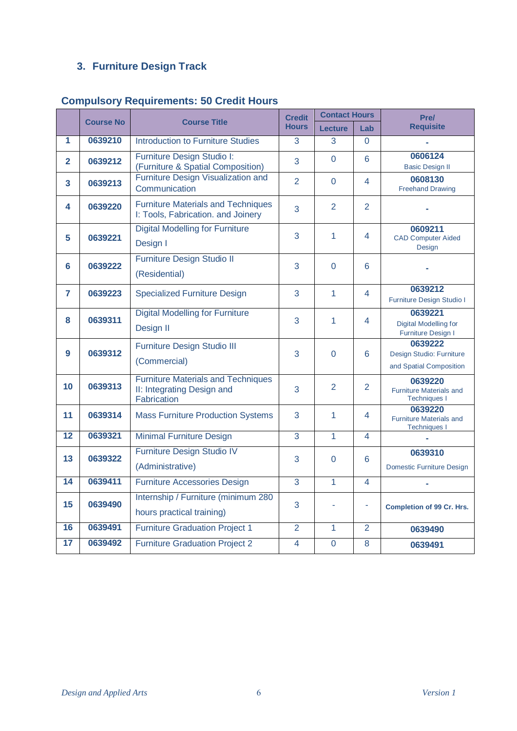### 3. Furniture Design Track

## Compulsory Requirements: 50 Credit Hours

| | Course No | Course Title | Credit Hours | Contact Hours | | Pre/ Requisite |
|---|---|---|---|---|---|---|
| | | | | Lecture | Lab | |
| 1 | 0639210 | Introduction to Furniture Studies | 3 | 3 | 0 | - |
| 2 | 0639212 | Furniture Design Studio I: (Furniture & Spatial Composition) | 3 | 0 | 6 | 0606124 Basic Design II |
| 3 | 0639213 | Furniture Design Visualization and Communication | 2 | 0 | 4 | 0608130 Freehand Drawing |
| 4 | 0639220 | Furniture Materials and Techniques I: Tools, Fabrication. and Joinery | 3 | 2 | 2 | - |
| 5 | 0639221 | Digital Modelling for Furniture Design I | 3 | 1 | 4 | 0609211 CAD Computer Aided Design |
| 6 | 0639222 | Furniture Design Studio II (Residential) | 3 | 0 | 6 | - |
| 7 | 0639223 | Specialized Furniture Design | 3 | 1 | 4 | 0639212 Furniture Design Studio I |
| 8 | 0639311 | Digital Modelling for Furniture Design II | 3 | 1 | 4 | 0639221 Digital Modelling for Furniture Design I |
| 9 | 0639312 | Furniture Design Studio III (Commercial) | 3 | 0 | 6 | 0639222 Design Studio: Furniture and Spatial Composition |
| 10 | 0639313 | Furniture Materials and Techniques II: Integrating Design and Fabrication | 3 | 2 | 2 | 0639220 Furniture Materials and Techniques I |
| 11 | 0639314 | Mass Furniture Production Systems | 3 | 1 | 4 | 0639220 Furniture Materials and Techniques I |
| 12 | 0639321 | Minimal Furniture Design | 3 | 1 | 4 | - |
| 13 | 0639322 | Furniture Design Studio IV (Administrative) | 3 | 0 | 6 | 0639310 Domestic Furniture Design |
| 14 | 0639411 | Furniture Accessories Design | 3 | 1 | 4 | - |
| 15 | 0639490 | Internship / Furniture (minimum 280 hours practical training) | 3 | - | - | Completion of 99 Cr. Hrs. |
| 16 | 0639491 | Furniture Graduation Project 1 | 2 | 1 | 2 | 0639490 |
| 17 | 0639492 | Furniture Graduation Project 2 | 4 | 0 | 8 | 0639491 |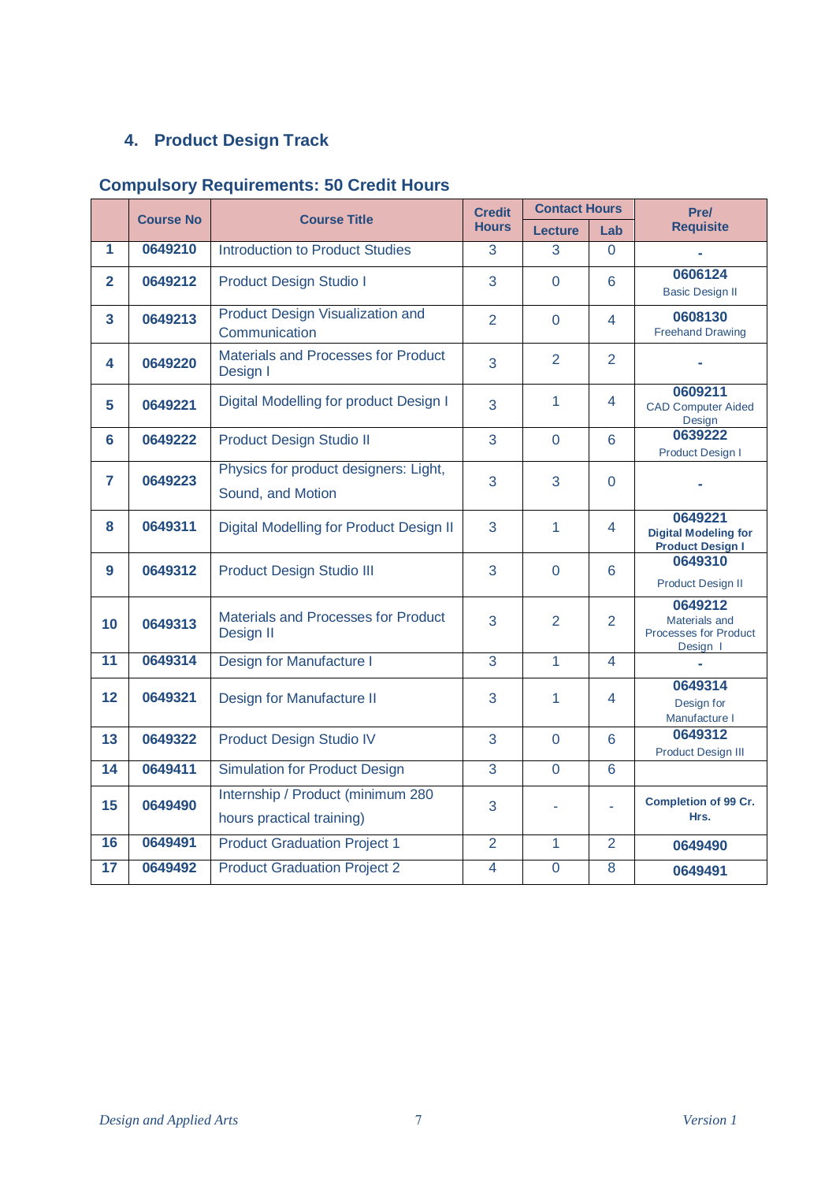## 4. Product Design Track

### Compulsory Requirements: 50 Credit Hours

| | Course No | Course Title | Credit Hours | Contact Hours | | Pre/ Requisite |
|---|---|---|---|---|---|---|
| | | | | Lecture | Lab | |
| 1 | 0649210 | Introduction to Product Studies | 3 | 3 | 0 | - |
| 2 | 0649212 | Product Design Studio I | 3 | 0 | 6 | 0606124 Basic Design II |
| 3 | 0649213 | Product Design Visualization and Communication | 2 | 0 | 4 | 0608130 Freehand Drawing |
| 4 | 0649220 | Materials and Processes for Product Design I | 3 | 2 | 2 | - |
| 5 | 0649221 | Digital Modelling for product Design I | 3 | 1 | 4 | 0609211 CAD Computer Aided Design |
| 6 | 0649222 | Product Design Studio II | 3 | 0 | 6 | 0639222 Product Design I |
| 7 | 0649223 | Physics for product designers: Light, Sound, and Motion | 3 | 3 | 0 | - |
| 8 | 0649311 | Digital Modelling for Product Design II | 3 | 1 | 4 | 0649221 **Digital Modeling for Product Design I** |
| 9 | 0649312 | Product Design Studio III | 3 | 0 | 6 | 0649310 Product Design II |
| 10 | 0649313 | Materials and Processes for Product Design II | 3 | 2 | 2 | 0649212 Materials and Processes for Product Design I |
| 11 | 0649314 | Design for Manufacture I | 3 | 1 | 4 | - |
| 12 | 0649321 | Design for Manufacture II | 3 | 1 | 4 | 0649314 Design for Manufacture I |
| 13 | 0649322 | Product Design Studio IV | 3 | 0 | 6 | 0649312 Product Design III |
| 14 | 0649411 | Simulation for Product Design | 3 | 0 | 6 | |
| 15 | 0649490 | Internship / Product (minimum 280 hours practical training) | 3 | - | - | **Completion of 99 Cr. Hrs.** |
| 16 | 0649491 | Product Graduation Project 1 | 2 | 1 | 2 | 0649490 |
| 17 | 0649492 | Product Graduation Project 2 | 4 | 0 | 8 | 0649491 |